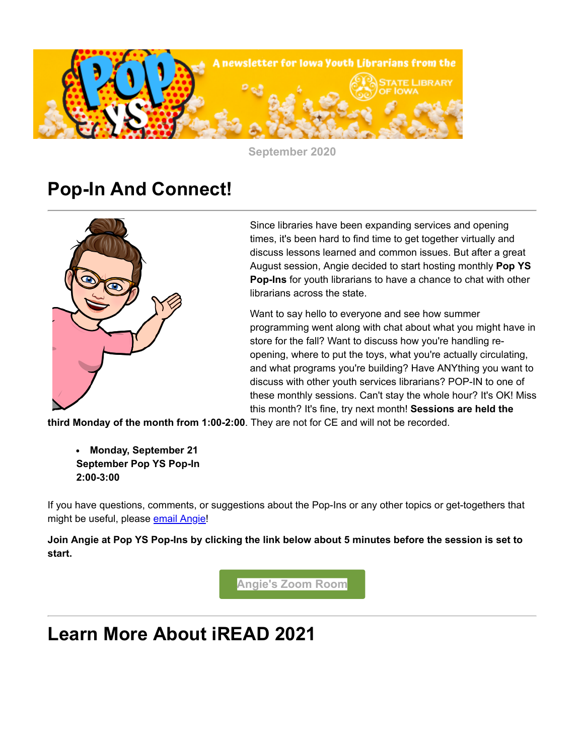September 2020

# Pop-In And Connect!

Since libraries have been expanding services and opening times, it's been hard to find time to get together virtually and discuss lessons learned and common issues. But after a great August session, Angie decided to start hosting monthly **Pop YS Pop-Ins** for youth librarians to have a chance to chat with other librarians across the state.

Want to say hello to everyone and see how summer programming went along with chat about what you might have in store for the fall? Want to discuss how you're handling re-opening, where to put the toys, what you're actually circulating, and what programs you're building? Have ANYthing you want to discuss with other youth services librarians? POP-IN to one of these monthly sessions. Can't stay the whole hour? It's OK! Miss this month? It's fine, try next month! **Sessions are held the third Monday of the month from 1:00-2:00**. They are not for CE and will not be recorded.

- **Monday, September 21**
  **September Pop YS Pop-In**
  **2:00-3:00**

If you have questions, comments, or suggestions about the Pop-Ins or any other topics or get-togethers that might be useful, please email Angie!

**Join Angie at Pop YS Pop-Ins by clicking the link below about 5 minutes before the session is set to start.**

Angie's Zoom Room

# Learn More About iREAD 2021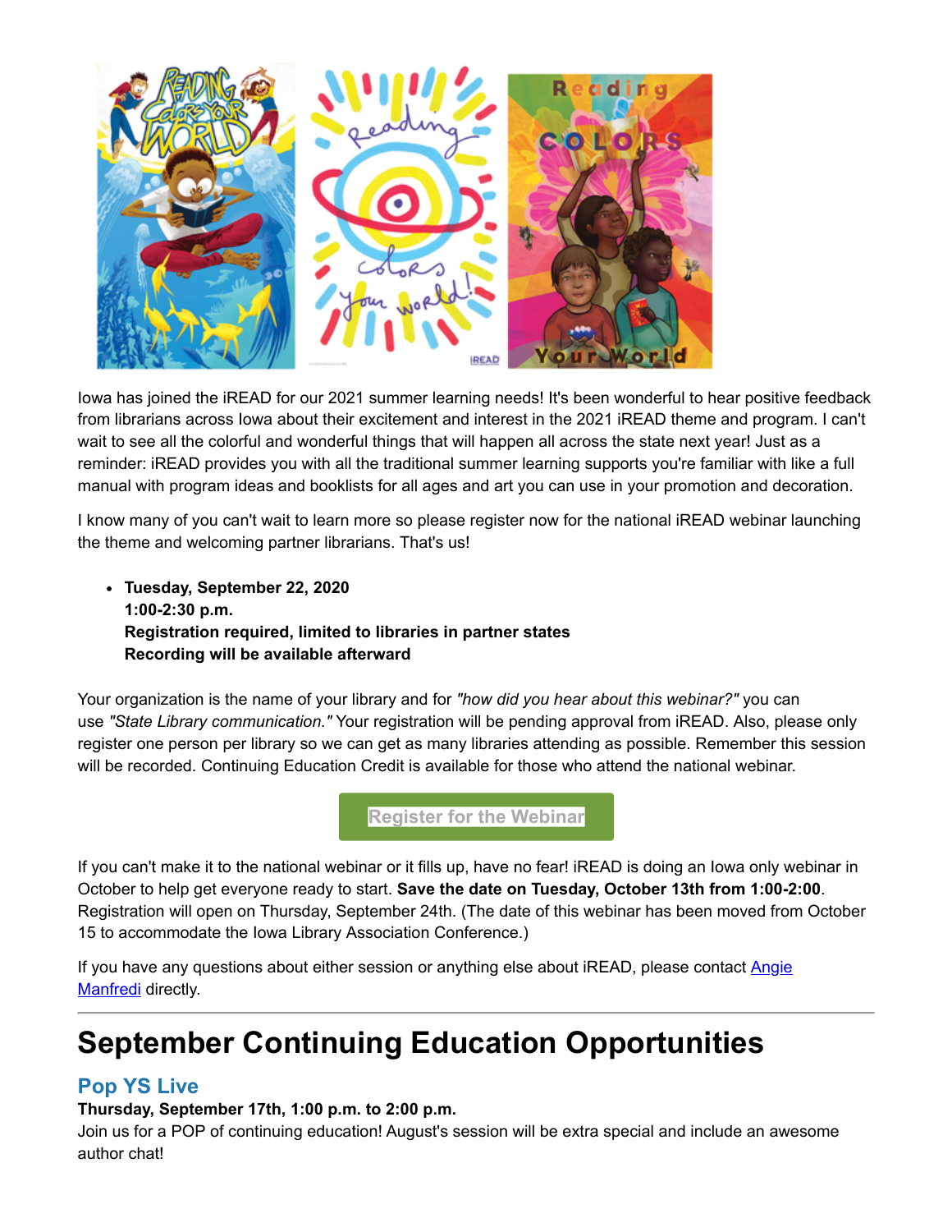Iowa has joined the iREAD for our 2021 summer learning needs! It's been wonderful to hear positive feedback from librarians across Iowa about their excitement and interest in the 2021 iREAD theme and program. I can't wait to see all the colorful and wonderful things that will happen all across the state next year! Just as a reminder: iREAD provides you with all the traditional summer learning supports you're familiar with like a full manual with program ideas and booklists for all ages and art you can use in your promotion and decoration.

I know many of you can't wait to learn more so please register now for the national iREAD webinar launching the theme and welcoming partner librarians. That's us!

- **Tuesday, September 22, 2020**
  **1:00-2:30 p.m.**
  **Registration required, limited to libraries in partner states**
  **Recording will be available afterward**

Your organization is the name of your library and for *"how did you hear about this webinar?"* you can use *"State Library communication."* Your registration will be pending approval from iREAD. Also, please only register one person per library so we can get as many libraries attending as possible. Remember this session will be recorded. Continuing Education Credit is available for those who attend the national webinar.

Register for the Webinar

If you can't make it to the national webinar or it fills up, have no fear! iREAD is doing an Iowa only webinar in October to help get everyone ready to start. **Save the date on Tuesday, October 13th from 1:00-2:00**. Registration will open on Thursday, September 24th. (The date of this webinar has been moved from October 15 to accommodate the Iowa Library Association Conference.)

If you have any questions about either session or anything else about iREAD, please contact Angie Manfredi directly.

# September Continuing Education Opportunities

## Pop YS Live

**Thursday, September 17th, 1:00 p.m. to 2:00 p.m.**
Join us for a POP of continuing education! August's session will be extra special and include an awesome author chat!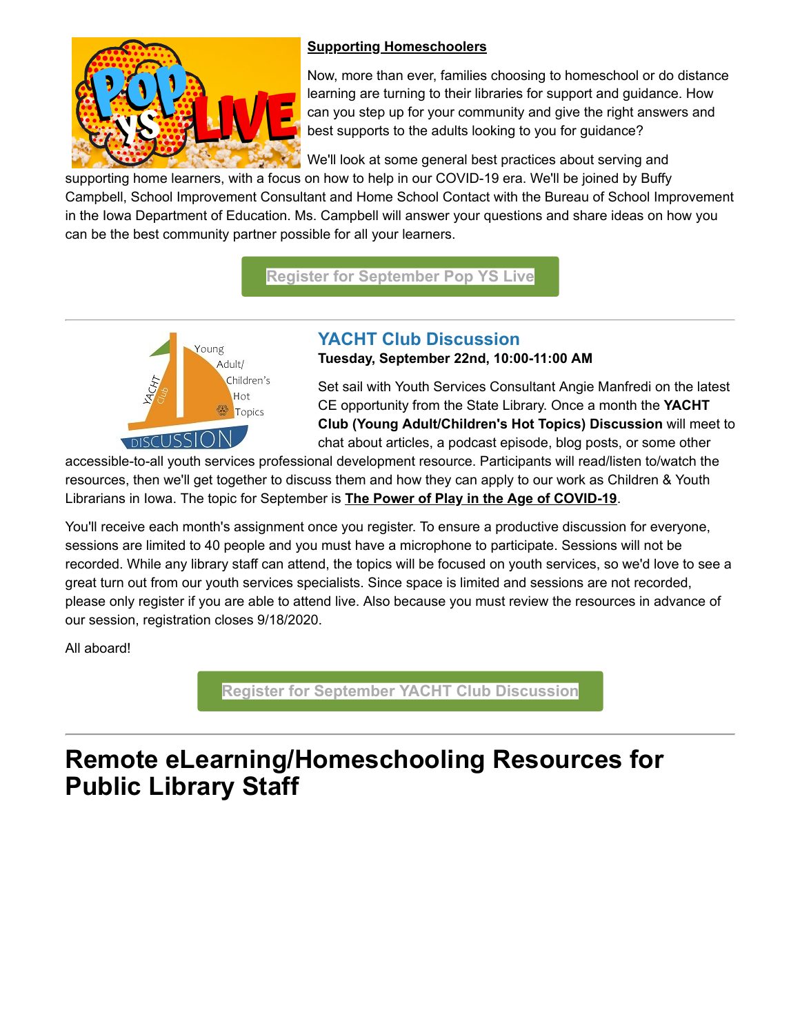**Supporting Homeschoolers**

Now, more than ever, families choosing to homeschool or do distance learning are turning to their libraries for support and guidance. How can you step up for your community and give the right answers and best supports to the adults looking to you for guidance?

We'll look at some general best practices about serving and supporting home learners, with a focus on how to help in our COVID-19 era. We'll be joined by Buffy Campbell, School Improvement Consultant and Home School Contact with the Bureau of School Improvement in the Iowa Department of Education. Ms. Campbell will answer your questions and share ideas on how you can be the best community partner possible for all your learners.

Register for September Pop YS Live

---

## YACHT Club Discussion

**Tuesday, September 22nd, 10:00-11:00 AM**

Set sail with Youth Services Consultant Angie Manfredi on the latest CE opportunity from the State Library. Once a month the **YACHT Club (Young Adult/Children's Hot Topics) Discussion** will meet to chat about articles, a podcast episode, blog posts, or some other accessible-to-all youth services professional development resource. Participants will read/listen to/watch the resources, then we'll get together to discuss them and how they can apply to our work as Children & Youth Librarians in Iowa. The topic for September is **The Power of Play in the Age of COVID-19**.

You'll receive each month's assignment once you register. To ensure a productive discussion for everyone, sessions are limited to 40 people and you must have a microphone to participate. Sessions will not be recorded. While any library staff can attend, the topics will be focused on youth services, so we'd love to see a great turn out from our youth services specialists. Since space is limited and sessions are not recorded, please only register if you are able to attend live. Also because you must review the resources in advance of our session, registration closes 9/18/2020.

All aboard!

Register for September YACHT Club Discussion

---

# Remote eLearning/Homeschooling Resources for Public Library Staff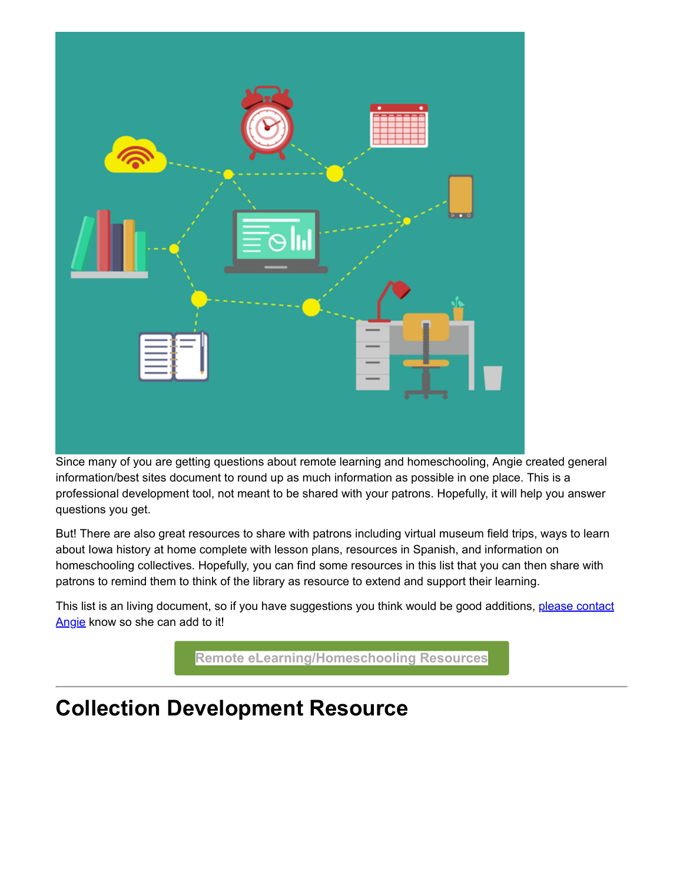Since many of you are getting questions about remote learning and homeschooling, Angie created general information/best sites document to round up as much information as possible in one place. This is a professional development tool, not meant to be shared with your patrons. Hopefully, it will help you answer questions you get.

But! There are also great resources to share with patrons including virtual museum field trips, ways to learn about Iowa history at home complete with lesson plans, resources in Spanish, and information on homeschooling collectives. Hopefully, you can find some resources in this list that you can then share with patrons to remind them to think of the library as resource to extend and support their learning.

This list is an living document, so if you have suggestions you think would be good additions, please contact Angie know so she can add to it!

Remote eLearning/Homeschooling Resources

---

# Collection Development Resource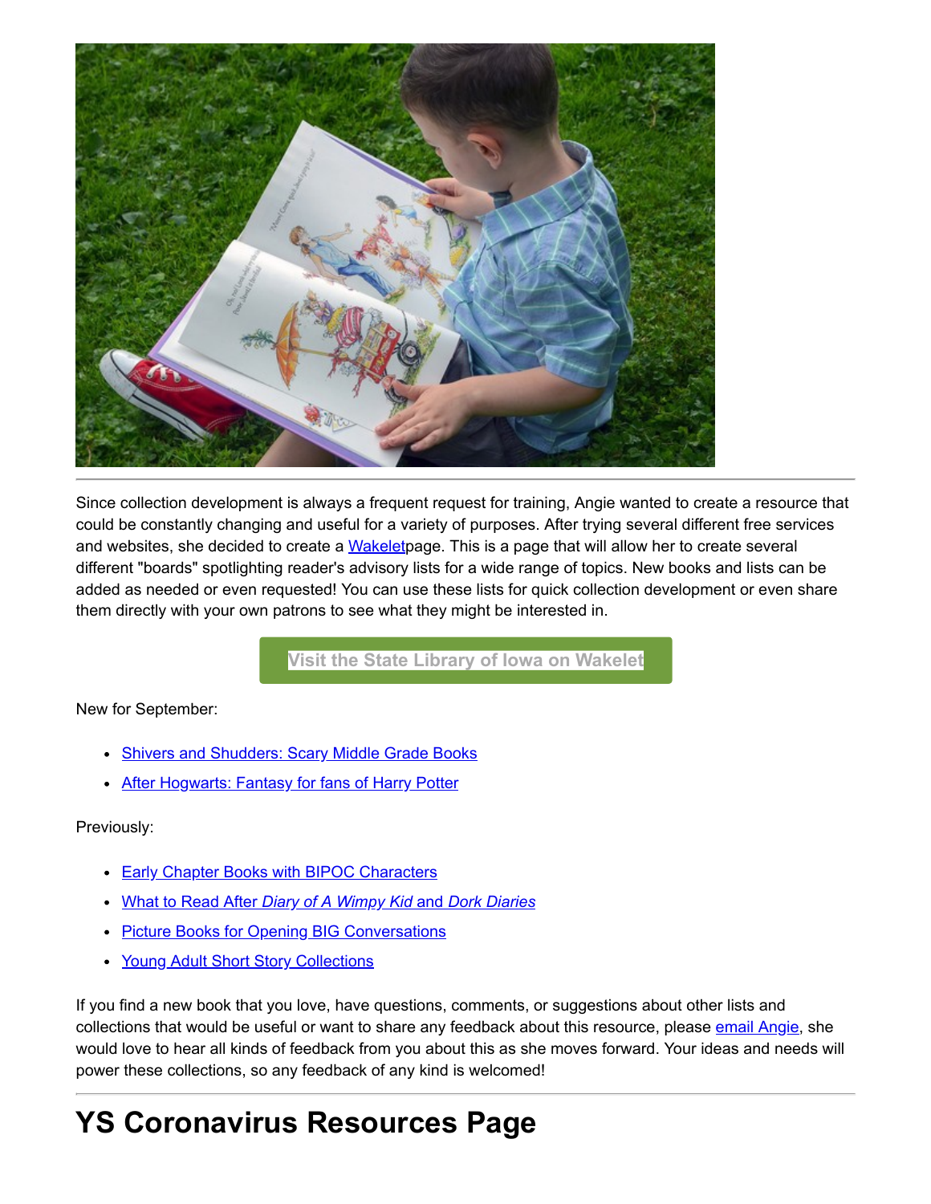---

Since collection development is always a frequent request for training, Angie wanted to create a resource that could be constantly changing and useful for a variety of purposes. After trying several different free services and websites, she decided to create a Wakeletpage. This is a page that will allow her to create several different "boards" spotlighting reader's advisory lists for a wide range of topics. New books and lists can be added as needed or even requested! You can use these lists for quick collection development or even share them directly with your own patrons to see what they might be interested in.

**Visit the State Library of Iowa on Wakelet**

New for September:

- Shivers and Shudders: Scary Middle Grade Books
- After Hogwarts: Fantasy for fans of Harry Potter

Previously:

- Early Chapter Books with BIPOC Characters
- What to Read After *Diary of A Wimpy Kid* and *Dork Diaries*
- Picture Books for Opening BIG Conversations
- Young Adult Short Story Collections

If you find a new book that you love, have questions, comments, or suggestions about other lists and collections that would be useful or want to share any feedback about this resource, please email Angie, she would love to hear all kinds of feedback from you about this as she moves forward. Your ideas and needs will power these collections, so any feedback of any kind is welcomed!

---

# YS Coronavirus Resources Page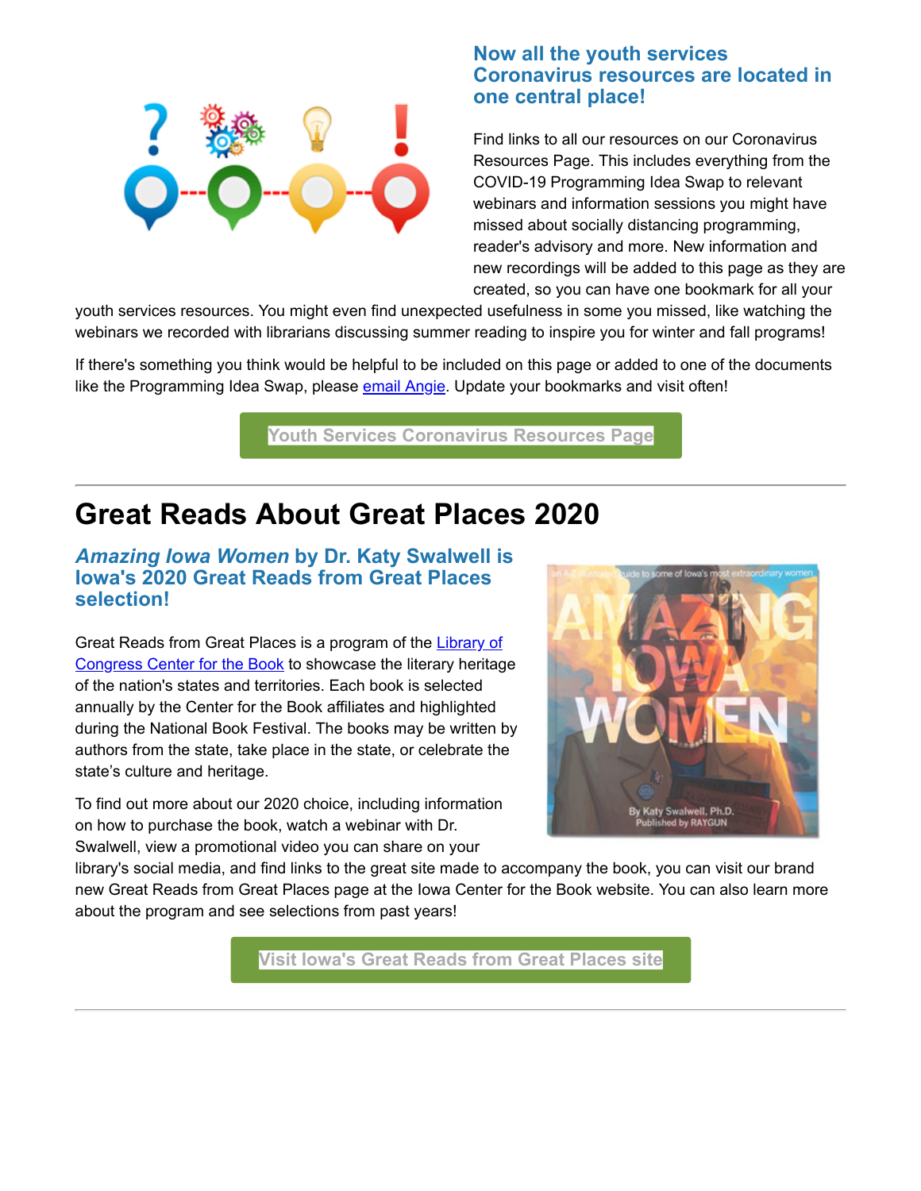### Now all the youth services Coronavirus resources are located in one central place!

Find links to all our resources on our Coronavirus Resources Page. This includes everything from the COVID-19 Programming Idea Swap to relevant webinars and information sessions you might have missed about socially distancing programming, reader's advisory and more. New information and new recordings will be added to this page as they are created, so you can have one bookmark for all your youth services resources. You might even find unexpected usefulness in some you missed, like watching the webinars we recorded with librarians discussing summer reading to inspire you for winter and fall programs!

If there's something you think would be helpful to be included on this page or added to one of the documents like the Programming Idea Swap, please email Angie. Update your bookmarks and visit often!

Youth Services Coronavirus Resources Page

---

# Great Reads About Great Places 2020

### *Amazing Iowa Women* by Dr. Katy Swalwell is Iowa's 2020 Great Reads from Great Places selection!

Great Reads from Great Places is a program of the Library of Congress Center for the Book to showcase the literary heritage of the nation's states and territories. Each book is selected annually by the Center for the Book affiliates and highlighted during the National Book Festival. The books may be written by authors from the state, take place in the state, or celebrate the state's culture and heritage.

To find out more about our 2020 choice, including information on how to purchase the book, watch a webinar with Dr. Swalwell, view a promotional video you can share on your library's social media, and find links to the great site made to accompany the book, you can visit our brand new Great Reads from Great Places page at the Iowa Center for the Book website. You can also learn more about the program and see selections from past years!

Visit Iowa's Great Reads from Great Places site

---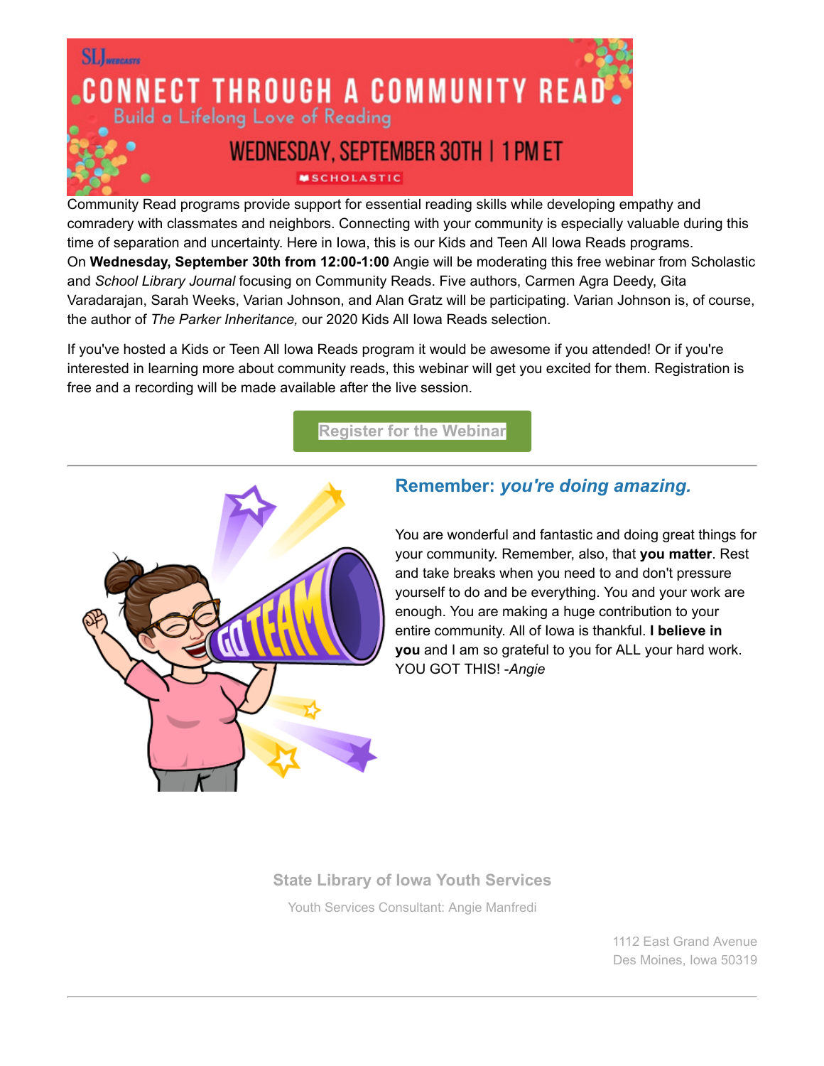Community Read programs provide support for essential reading skills while developing empathy and comradery with classmates and neighbors. Connecting with your community is especially valuable during this time of separation and uncertainty. Here in Iowa, this is our Kids and Teen All Iowa Reads programs.

On **Wednesday, September 30th from 12:00-1:00** Angie will be moderating this free webinar from Scholastic and *School Library Journal* focusing on Community Reads. Five authors, Carmen Agra Deedy, Gita Varadarajan, Sarah Weeks, Varian Johnson, and Alan Gratz will be participating. Varian Johnson is, of course, the author of *The Parker Inheritance,* our 2020 Kids All Iowa Reads selection.

If you've hosted a Kids or Teen All Iowa Reads program it would be awesome if you attended! Or if you're interested in learning more about community reads, this webinar will get you excited for them. Registration is free and a recording will be made available after the live session.

Register for the Webinar

---

## Remember: *you're doing amazing.*

You are wonderful and fantastic and doing great things for your community. Remember, also, that **you matter**. Rest and take breaks when you need to and don't pressure yourself to do and be everything. You and your work are enough. You are making a huge contribution to your entire community. All of Iowa is thankful. **I believe in you** and I am so grateful to you for ALL your hard work. YOU GOT THIS! -*Angie*

**State Library of Iowa Youth Services**

Youth Services Consultant: Angie Manfredi

1112 East Grand Avenue
Des Moines, Iowa 50319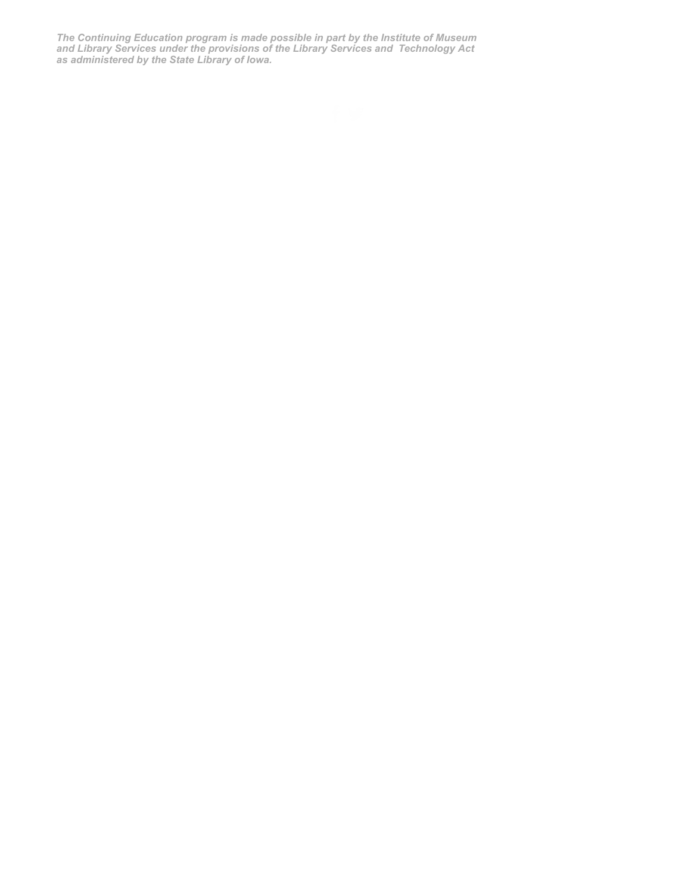*The Continuing Education program is made possible in part by the Institute of Museum and Library Services under the provisions of the Library Services and Technology Act as administered by the State Library of Iowa.*